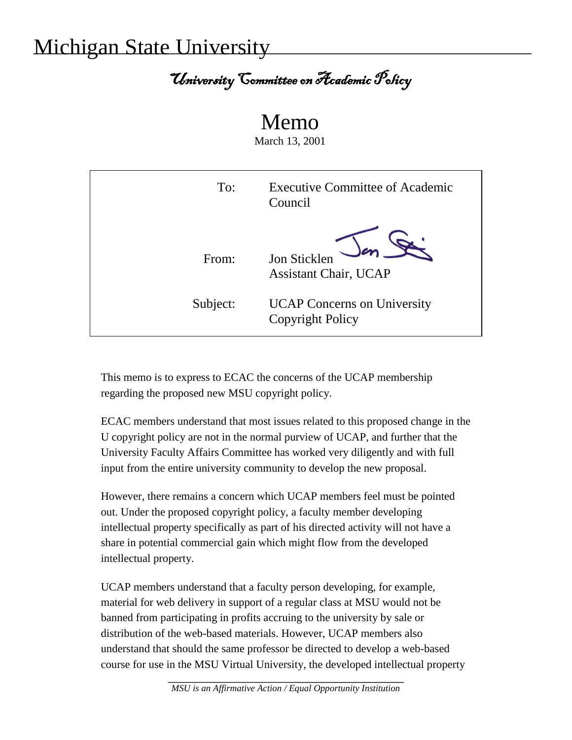# Michigan State University

## University Committee on Academic Policy

# Memo

March 13, 2001

| | |
|---|---|
| To: | Executive Committee of Academic Council |
| From: | Jon Sticklen<br>Assistant Chair, UCAP |
| Subject: | UCAP Concerns on University Copyright Policy |

This memo is to express to ECAC the concerns of the UCAP membership regarding the proposed new MSU copyright policy.

ECAC members understand that most issues related to this proposed change in the U copyright policy are not in the normal purview of UCAP, and further that the University Faculty Affairs Committee has worked very diligently and with full input from the entire university community to develop the new proposal.

However, there remains a concern which UCAP members feel must be pointed out. Under the proposed copyright policy, a faculty member developing intellectual property specifically as part of his directed activity will not have a share in potential commercial gain which might flow from the developed intellectual property.

UCAP members understand that a faculty person developing, for example, material for web delivery in support of a regular class at MSU would not be banned from participating in profits accruing to the university by sale or distribution of the web-based materials. However, UCAP members also understand that should the same professor be directed to develop a web-based course for use in the MSU Virtual University, the developed intellectual property

*MSU is an Affirmative Action / Equal Opportunity Institution*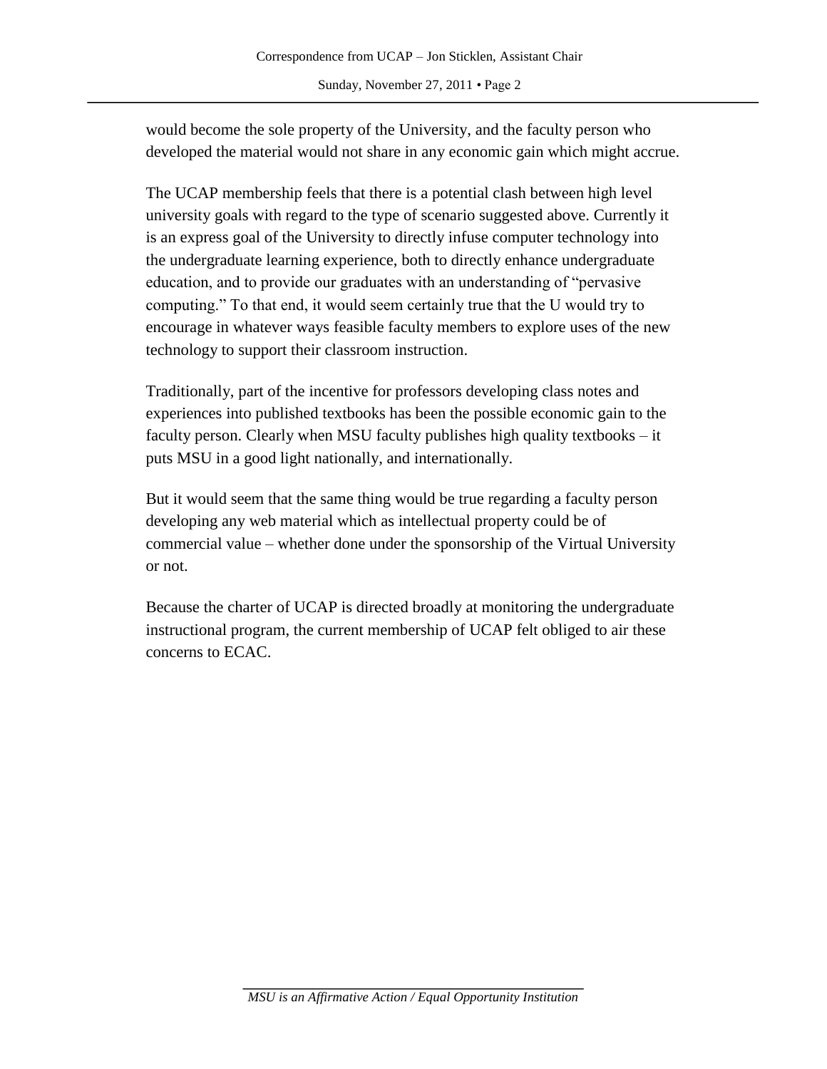would become the sole property of the University, and the faculty person who developed the material would not share in any economic gain which might accrue.

The UCAP membership feels that there is a potential clash between high level university goals with regard to the type of scenario suggested above. Currently it is an express goal of the University to directly infuse computer technology into the undergraduate learning experience, both to directly enhance undergraduate education, and to provide our graduates with an understanding of "pervasive computing." To that end, it would seem certainly true that the U would try to encourage in whatever ways feasible faculty members to explore uses of the new technology to support their classroom instruction.

Traditionally, part of the incentive for professors developing class notes and experiences into published textbooks has been the possible economic gain to the faculty person. Clearly when MSU faculty publishes high quality textbooks – it puts MSU in a good light nationally, and internationally.

But it would seem that the same thing would be true regarding a faculty person developing any web material which as intellectual property could be of commercial value – whether done under the sponsorship of the Virtual University or not.

Because the charter of UCAP is directed broadly at monitoring the undergraduate instructional program, the current membership of UCAP felt obliged to air these concerns to ECAC.